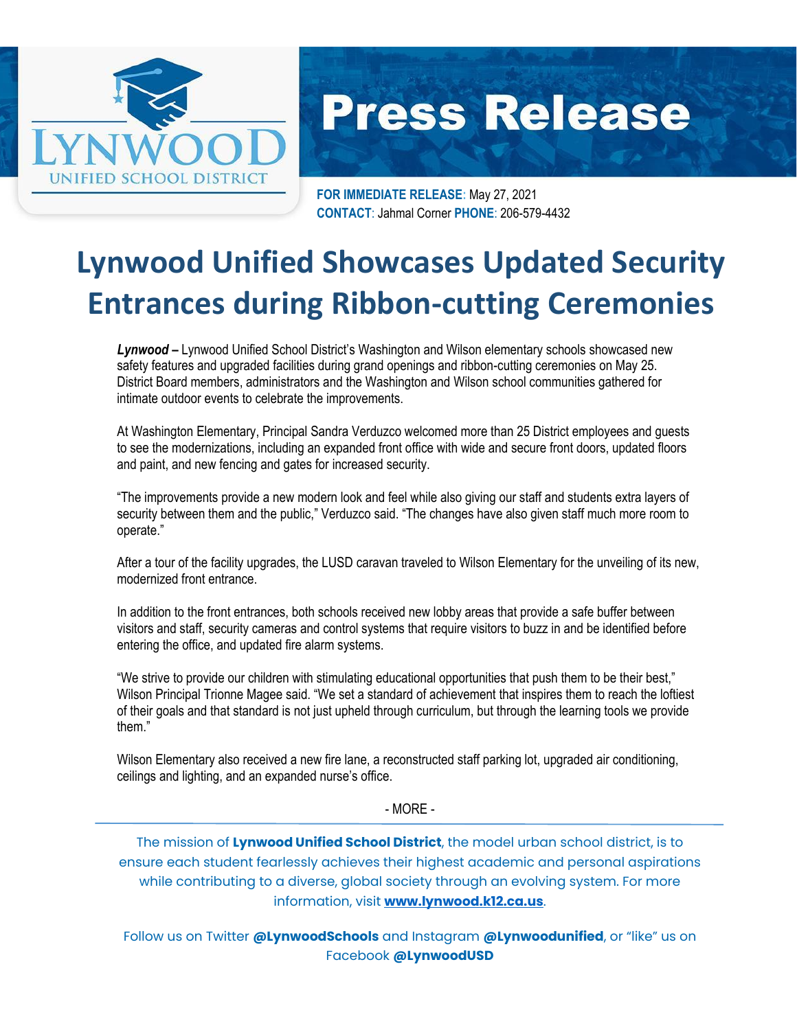LYNWOOD UNIFIED SCHOOL DISTRICT

# Press Release

**FOR IMMEDIATE RELEASE:** May 27, 2021
**CONTACT**: Jahmal Corner **PHONE**: 206-579-4432

# Lynwood Unified Showcases Updated Security Entrances during Ribbon-cutting Ceremonies

***Lynwood –*** Lynwood Unified School District's Washington and Wilson elementary schools showcased new safety features and upgraded facilities during grand openings and ribbon-cutting ceremonies on May 25. District Board members, administrators and the Washington and Wilson school communities gathered for intimate outdoor events to celebrate the improvements.

At Washington Elementary, Principal Sandra Verduzco welcomed more than 25 District employees and guests to see the modernizations, including an expanded front office with wide and secure front doors, updated floors and paint, and new fencing and gates for increased security.

"The improvements provide a new modern look and feel while also giving our staff and students extra layers of security between them and the public," Verduzco said. "The changes have also given staff much more room to operate."

After a tour of the facility upgrades, the LUSD caravan traveled to Wilson Elementary for the unveiling of its new, modernized front entrance.

In addition to the front entrances, both schools received new lobby areas that provide a safe buffer between visitors and staff, security cameras and control systems that require visitors to buzz in and be identified before entering the office, and updated fire alarm systems.

"We strive to provide our children with stimulating educational opportunities that push them to be their best," Wilson Principal Trionne Magee said. "We set a standard of achievement that inspires them to reach the loftiest of their goals and that standard is not just upheld through curriculum, but through the learning tools we provide them."

Wilson Elementary also received a new fire lane, a reconstructed staff parking lot, upgraded air conditioning, ceilings and lighting, and an expanded nurse's office.

\- MORE -

---

The mission of **Lynwood Unified School District**, the model urban school district, is to ensure each student fearlessly achieves their highest academic and personal aspirations while contributing to a diverse, global society through an evolving system. For more information, visit **www.lynwood.k12.ca.us**.

Follow us on Twitter **@LynwoodSchools** and Instagram **@Lynwoodunified**, or "like" us on Facebook **@LynwoodUSD**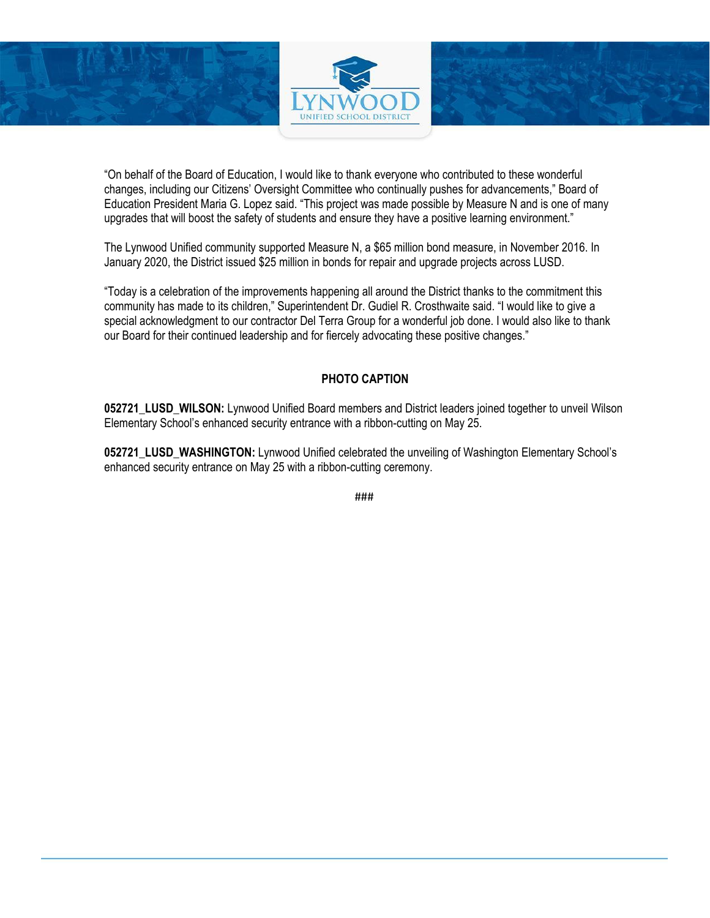"On behalf of the Board of Education, I would like to thank everyone who contributed to these wonderful changes, including our Citizens' Oversight Committee who continually pushes for advancements," Board of Education President Maria G. Lopez said. "This project was made possible by Measure N and is one of many upgrades that will boost the safety of students and ensure they have a positive learning environment."

The Lynwood Unified community supported Measure N, a $65 million bond measure, in November 2016. In January 2020, the District issued $25 million in bonds for repair and upgrade projects across LUSD.

"Today is a celebration of the improvements happening all around the District thanks to the commitment this community has made to its children," Superintendent Dr. Gudiel R. Crosthwaite said. "I would like to give a special acknowledgment to our contractor Del Terra Group for a wonderful job done. I would also like to thank our Board for their continued leadership and for fiercely advocating these positive changes."

**PHOTO CAPTION**

**052721_LUSD_WILSON:** Lynwood Unified Board members and District leaders joined together to unveil Wilson Elementary School's enhanced security entrance with a ribbon-cutting on May 25.

**052721_LUSD_WASHINGTON:** Lynwood Unified celebrated the unveiling of Washington Elementary School's enhanced security entrance on May 25 with a ribbon-cutting ceremony.

###